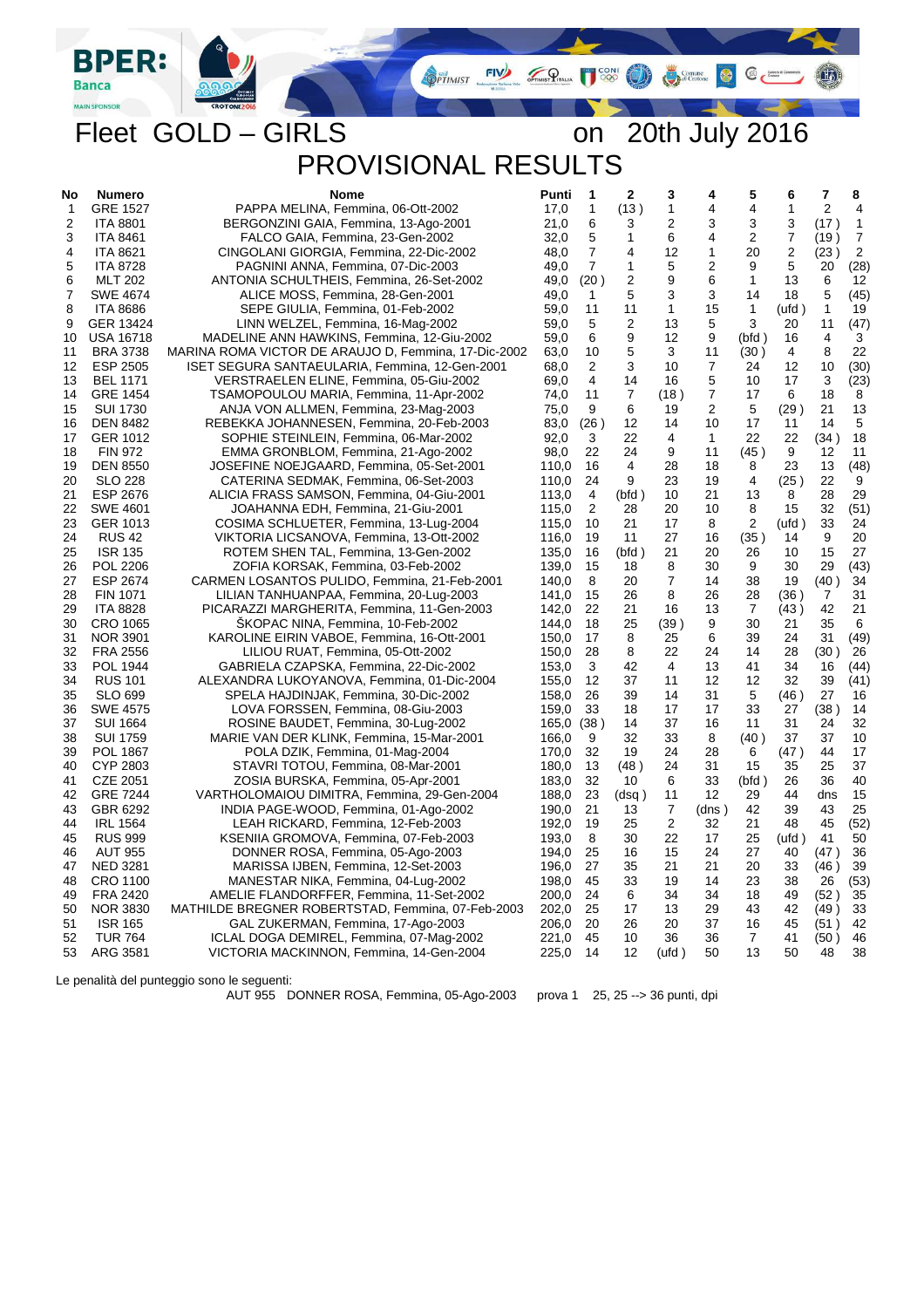# Fleet GOLD – GIRLS on 20th July 2016

## PROVISIONAL RESULTS

| No | Numero | Nome | Punti | 1 | 2 | 3 | 4 | 5 | 6 | 7 | 8 |
|---|---|---|---|---|---|---|---|---|---|---|---|
| 1 | GRE 1527 | PAPPA MELINA, Femmina, 06-Ott-2002 | 17,0 | 1 | (13 ) | 1 | 4 | 4 | 1 | 2 | 4 |
| 2 | ITA 8801 | BERGONZINI GAIA, Femmina, 13-Ago-2001 | 21,0 | 6 | 3 | 2 | 3 | 3 | 3 | (17 ) | 1 |
| 3 | ITA 8461 | FALCO GAIA, Femmina, 23-Gen-2002 | 32,0 | 5 | 1 | 6 | 4 | 2 | 7 | (19 ) | 7 |
| 4 | ITA 8621 | CINGOLANI GIORGIA, Femmina, 22-Dic-2002 | 48,0 | 7 | 4 | 12 | 1 | 20 | 2 | (23 ) | 2 |
| 5 | ITA 8728 | PAGNINI ANNA, Femmina, 07-Dic-2003 | 49,0 | 7 | 1 | 5 | 2 | 9 | 5 | 20 | (28) |
| 6 | MLT 202 | ANTONIA SCHULTHEIS, Femmina, 26-Set-2002 | 49,0 | (20 ) | 2 | 9 | 6 | 1 | 13 | 6 | 12 |
| 7 | SWE 4674 | ALICE MOSS, Femmina, 28-Gen-2001 | 49,0 | 1 | 5 | 3 | 3 | 14 | 18 | 5 | (45) |
| 8 | ITA 8686 | SEPE GIULIA, Femmina, 01-Feb-2002 | 59,0 | 11 | 11 | 1 | 15 | 1 | (ufd ) | 1 | 19 |
| 9 | GER 13424 | LINN WELZEL, Femmina, 16-Mag-2002 | 59,0 | 5 | 2 | 13 | 5 | 3 | 20 | 11 | (47) |
| 10 | USA 16718 | MADELINE ANN HAWKINS, Femmina, 12-Giu-2002 | 59,0 | 6 | 9 | 12 | 9 | (bfd ) | 16 | 4 | 3 |
| 11 | BRA 3738 | MARINA ROMA VICTOR DE ARAUJO D, Femmina, 17-Dic-2002 | 63,0 | 10 | 5 | 3 | 11 | (30 ) | 4 | 8 | 22 |
| 12 | ESP 2505 | ISET SEGURA SANTAEULARIA, Femmina, 12-Gen-2001 | 68,0 | 2 | 3 | 10 | 7 | 24 | 12 | 10 | (30) |
| 13 | BEL 1171 | VERSTRAELEN ELINE, Femmina, 05-Giu-2002 | 69,0 | 4 | 14 | 16 | 5 | 10 | 17 | 3 | (23) |
| 14 | GRE 1454 | TSAMOPOULOU MARIA, Femmina, 11-Apr-2002 | 74,0 | 11 | 7 | (18 ) | 7 | 17 | 6 | 18 | 8 |
| 15 | SUI 1730 | ANJA VON ALLMEN, Femmina, 23-Mag-2003 | 75,0 | 9 | 6 | 19 | 2 | 5 | (29 ) | 21 | 13 |
| 16 | DEN 8482 | REBEKKA JOHANNESEN, Femmina, 20-Feb-2003 | 83,0 | (26 ) | 12 | 14 | 10 | 17 | 11 | 14 | 5 |
| 17 | GER 1012 | SOPHIE STEINLEIN, Femmina, 06-Mar-2002 | 92,0 | 3 | 22 | 4 | 1 | 22 | 22 | (34 ) | 18 |
| 18 | FIN 972 | EMMA GRONBLOM, Femmina, 21-Ago-2002 | 98,0 | 22 | 24 | 9 | 11 | (45 ) | 9 | 12 | 11 |
| 19 | DEN 8550 | JOSEFINE NOEJGAARD, Femmina, 05-Set-2001 | 110,0 | 16 | 4 | 28 | 18 | 8 | 23 | 13 | (48) |
| 20 | SLO 228 | CATERINA SEDMAK, Femmina, 06-Set-2003 | 110,0 | 24 | 9 | 23 | 19 | 4 | (25 ) | 22 | 9 |
| 21 | ESP 2676 | ALICIA FRASS SAMSON, Femmina, 04-Giu-2001 | 113,0 | 4 | (bfd ) | 10 | 21 | 13 | 8 | 28 | 29 |
| 22 | SWE 4601 | JOAHANNA EDH, Femmina, 21-Giu-2001 | 115,0 | 2 | 28 | 20 | 10 | 8 | 15 | 32 | (51) |
| 23 | GER 1013 | COSIMA SCHLUETER, Femmina, 13-Lug-2004 | 115,0 | 10 | 21 | 17 | 8 | 2 | (ufd ) | 33 | 24 |
| 24 | RUS 42 | VIKTORIA LICSANOVA, Femmina, 13-Ott-2002 | 116,0 | 19 | 11 | 27 | 16 | (35 ) | 14 | 9 | 20 |
| 25 | ISR 135 | ROTEM SHEN TAL, Femmina, 13-Gen-2002 | 135,0 | 16 | (bfd ) | 21 | 20 | 26 | 10 | 15 | 27 |
| 26 | POL 2206 | ZOFIA KORSAK, Femmina, 03-Feb-2002 | 139,0 | 15 | 18 | 8 | 30 | 9 | 30 | 29 | (43) |
| 27 | ESP 2674 | CARMEN LOSANTOS PULIDO, Femmina, 21-Feb-2001 | 140,0 | 8 | 20 | 7 | 14 | 38 | 19 | (40 ) | 34 |
| 28 | FIN 1071 | LILIAN TANHUANPAA, Femmina, 20-Lug-2003 | 141,0 | 15 | 26 | 8 | 26 | 28 | (36 ) | 7 | 31 |
| 29 | ITA 8828 | PICARAZZI MARGHERITA, Femmina, 11-Gen-2003 | 142,0 | 22 | 21 | 16 | 13 | 7 | (43 ) | 42 | 21 |
| 30 | CRO 1065 | ŠKOPAC NINA, Femmina, 10-Feb-2002 | 144,0 | 18 | 25 | (39 ) | 9 | 30 | 21 | 35 | 6 |
| 31 | NOR 3901 | KAROLINE EIRIN VABOE, Femmina, 16-Ott-2001 | 150,0 | 17 | 8 | 25 | 6 | 39 | 24 | 31 | (49) |
| 32 | FRA 2556 | LILIOU RUAT, Femmina, 05-Ott-2002 | 150,0 | 28 | 8 | 22 | 24 | 14 | 28 | (30 ) | 26 |
| 33 | POL 1944 | GABRIELA CZAPSKA, Femmina, 22-Dic-2002 | 153,0 | 3 | 42 | 4 | 13 | 41 | 34 | 16 | (44) |
| 34 | RUS 101 | ALEXANDRA LUKOYANOVA, Femmina, 01-Dic-2004 | 155,0 | 12 | 37 | 11 | 12 | 12 | 32 | 39 | (41) |
| 35 | SLO 699 | SPELA HAJDINJAK, Femmina, 30-Dic-2002 | 158,0 | 26 | 39 | 14 | 31 | 5 | (46 ) | 27 | 16 |
| 36 | SWE 4575 | LOVA FORSSEN, Femmina, 08-Giu-2003 | 159,0 | 33 | 18 | 17 | 17 | 33 | 27 | (38 ) | 14 |
| 37 | SUI 1664 | ROSINE BAUDET, Femmina, 30-Lug-2002 | 165,0 | (38 ) | 14 | 37 | 16 | 11 | 31 | 24 | 32 |
| 38 | SUI 1759 | MARIE VAN DER KLINK, Femmina, 15-Mar-2001 | 166,0 | 9 | 32 | 33 | 8 | (40 ) | 37 | 37 | 10 |
| 39 | POL 1867 | POLA DZIK, Femmina, 01-Mag-2004 | 170,0 | 32 | 19 | 24 | 28 | 6 | (47 ) | 44 | 17 |
| 40 | CYP 2803 | STAVRI TOTOU, Femmina, 08-Mar-2001 | 180,0 | 13 | (48 ) | 24 | 31 | 15 | 35 | 25 | 37 |
| 41 | CZE 2051 | ZOSIA BURSKA, Femmina, 05-Apr-2001 | 183,0 | 32 | 10 | 6 | 33 | (bfd ) | 26 | 36 | 40 |
| 42 | GRE 7244 | VARTHOLOMAIOU DIMITRA, Femmina, 29-Gen-2004 | 188,0 | 23 | (dsq ) | 11 | 12 | 29 | 44 | dns | 15 |
| 43 | GBR 6292 | INDIA PAGE-WOOD, Femmina, 01-Ago-2002 | 190,0 | 21 | 13 | 7 | (dns ) | 42 | 39 | 43 | 25 |
| 44 | IRL 1564 | LEAH RICKARD, Femmina, 12-Feb-2003 | 192,0 | 19 | 25 | 2 | 32 | 21 | 48 | 45 | (52) |
| 45 | RUS 999 | KSENIIA GROMOVA, Femmina, 07-Feb-2003 | 193,0 | 8 | 30 | 22 | 17 | 25 | (ufd ) | 41 | 50 |
| 46 | AUT 955 | DONNER ROSA, Femmina, 05-Ago-2003 | 194,0 | 25 | 16 | 15 | 24 | 27 | 40 | (47 ) | 36 |
| 47 | NED 3281 | MARISSA IJBEN, Femmina, 12-Set-2003 | 196,0 | 27 | 35 | 21 | 21 | 20 | 33 | (46 ) | 39 |
| 48 | CRO 1100 | MANESTAR NIKA, Femmina, 04-Lug-2002 | 198,0 | 45 | 33 | 19 | 14 | 23 | 38 | 26 | (53) |
| 49 | FRA 2420 | AMELIE FLANDORFFER, Femmina, 11-Set-2002 | 200,0 | 24 | 6 | 34 | 34 | 18 | 49 | (52 ) | 35 |
| 50 | NOR 3830 | MATHILDE BREGNER ROBERTSTAD, Femmina, 07-Feb-2003 | 202,0 | 25 | 17 | 13 | 29 | 43 | 42 | (49 ) | 33 |
| 51 | ISR 165 | GAL ZUKERMAN, Femmina, 17-Ago-2003 | 206,0 | 20 | 26 | 20 | 37 | 16 | 45 | (51 ) | 42 |
| 52 | TUR 764 | ICLAL DOGA DEMIREL, Femmina, 07-Mag-2002 | 221,0 | 45 | 10 | 36 | 36 | 7 | 41 | (50 ) | 46 |
| 53 | ARG 3581 | VICTORIA MACKINNON, Femmina, 14-Gen-2004 | 225,0 | 14 | 12 | (ufd ) | 50 | 13 | 50 | 48 | 38 |

Le penalità del punteggio sono le seguenti:

AUT 955 DONNER ROSA, Femmina, 05-Ago-2003 prova 1 25, 25 --> 36 punti, dpi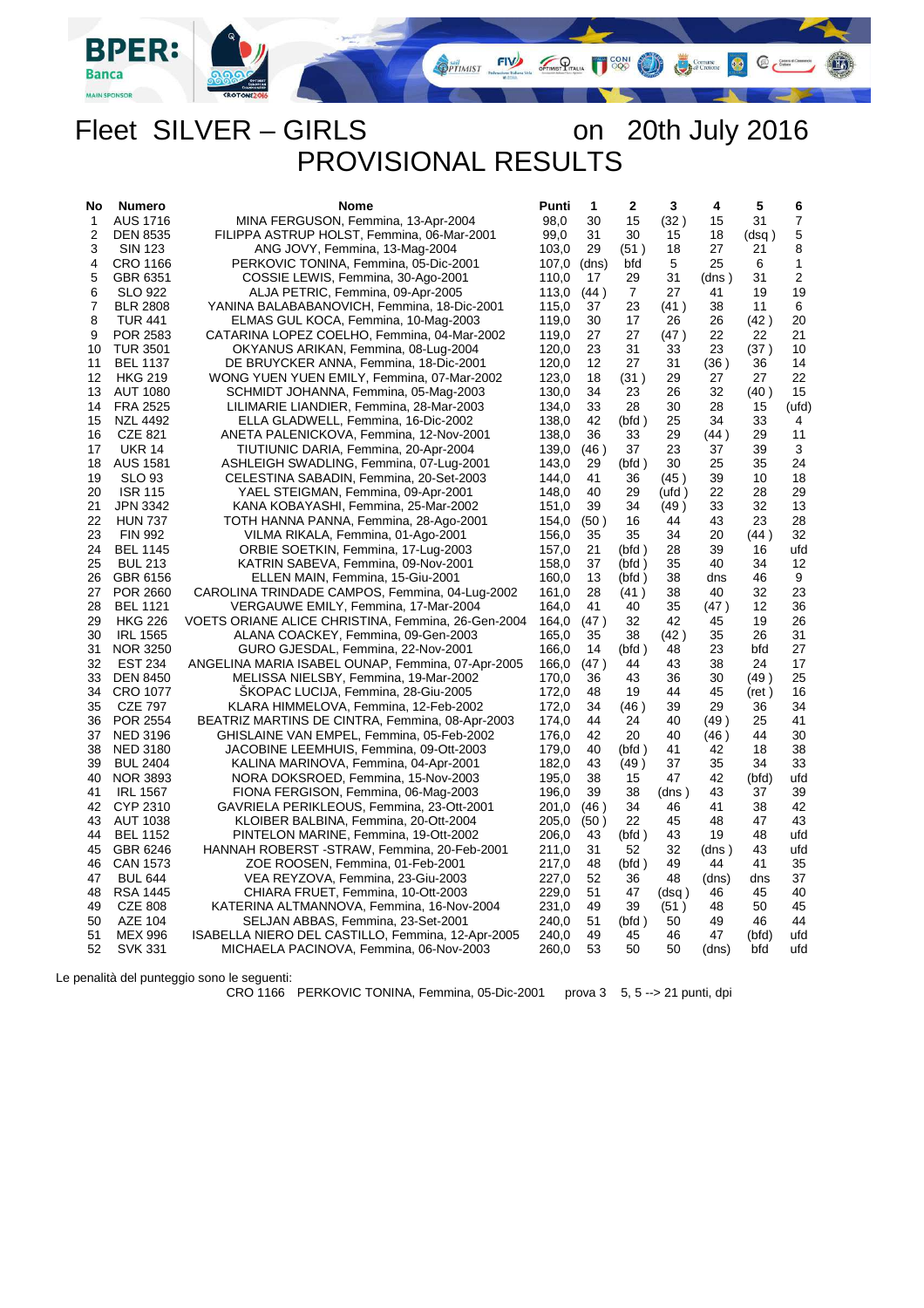# Fleet SILVER – GIRLS on 20th July 2016

## PROVISIONAL RESULTS

| No | Numero | Nome | Punti | 1 | 2 | 3 | 4 | 5 | 6 |
|---|---|---|---|---|---|---|---|---|---|
| 1 | AUS 1716 | MINA FERGUSON, Femmina, 13-Apr-2004 | 98,0 | 30 | 15 | (32 ) | 15 | 31 | 7 |
| 2 | DEN 8535 | FILIPPA ASTRUP HOLST, Femmina, 06-Mar-2001 | 99,0 | 31 | 30 | 15 | 18 | (dsq ) | 5 |
| 3 | SIN 123 | ANG JOVY, Femmina, 13-Mag-2004 | 103,0 | 29 | (51 ) | 18 | 27 | 21 | 8 |
| 4 | CRO 1166 | PERKOVIC TONINA, Femmina, 05-Dic-2001 | 107,0 | (dns) | bfd | 5 | 25 | 6 | 1 |
| 5 | GBR 6351 | COSSIE LEWIS, Femmina, 30-Ago-2001 | 110,0 | 17 | 29 | 31 | (dns ) | 31 | 2 |
| 6 | SLO 922 | ALJA PETRIC, Femmina, 09-Apr-2005 | 113,0 | (44 ) | 7 | 27 | 41 | 19 | 19 |
| 7 | BLR 2808 | YANINA BALABABANOVICH, Femmina, 18-Dic-2001 | 115,0 | 37 | 23 | (41 ) | 38 | 11 | 6 |
| 8 | TUR 441 | ELMAS GUL KOCA, Femmina, 10-Mag-2003 | 119,0 | 30 | 17 | 26 | 26 | (42 ) | 20 |
| 9 | POR 2583 | CATARINA LOPEZ COELHO, Femmina, 04-Mar-2002 | 119,0 | 27 | 27 | (47 ) | 22 | 22 | 21 |
| 10 | TUR 3501 | OKYANUS ARIKAN, Femmina, 08-Lug-2004 | 120,0 | 23 | 31 | 33 | 23 | (37 ) | 10 |
| 11 | BEL 1137 | DE BRUYCKER ANNA, Femmina, 18-Dic-2001 | 120,0 | 12 | 27 | 31 | (36 ) | 36 | 14 |
| 12 | HKG 219 | WONG YUEN YUEN EMILY, Femmina, 07-Mar-2002 | 123,0 | 18 | (31 ) | 29 | 27 | 27 | 22 |
| 13 | AUT 1080 | SCHMIDT JOHANNA, Femmina, 05-Mag-2003 | 130,0 | 34 | 23 | 26 | 32 | (40 ) | 15 |
| 14 | FRA 2525 | LILIMARIE LIANDIER, Femmina, 28-Mar-2003 | 134,0 | 33 | 28 | 30 | 28 | 15 | (ufd) |
| 15 | NZL 4492 | ELLA GLADWELL, Femmina, 16-Dic-2002 | 138,0 | 42 | (bfd ) | 25 | 34 | 33 | 4 |
| 16 | CZE 821 | ANETA PALENICKOVA, Femmina, 12-Nov-2001 | 138,0 | 36 | 33 | 29 | (44 ) | 29 | 11 |
| 17 | UKR 14 | TIUTIUNIC DARIA, Femmina, 20-Apr-2004 | 139,0 | (46 ) | 37 | 23 | 37 | 39 | 3 |
| 18 | AUS 1581 | ASHLEIGH SWADLING, Femmina, 07-Lug-2001 | 143,0 | 29 | (bfd ) | 30 | 25 | 35 | 24 |
| 19 | SLO 93 | CELESTINA SABADIN, Femmina, 20-Set-2003 | 144,0 | 41 | 36 | (45 ) | 39 | 10 | 18 |
| 20 | ISR 115 | YAEL STEIGMAN, Femmina, 09-Apr-2001 | 148,0 | 40 | 29 | (ufd ) | 22 | 28 | 29 |
| 21 | JPN 3342 | KANA KOBAYASHI, Femmina, 25-Mar-2002 | 151,0 | 39 | 34 | (49 ) | 33 | 32 | 13 |
| 22 | HUN 737 | TOTH HANNA PANNA, Femmina, 28-Ago-2001 | 154,0 | (50 ) | 16 | 44 | 43 | 23 | 28 |
| 23 | FIN 992 | VILMA RIKALA, Femmina, 01-Ago-2001 | 156,0 | 35 | 35 | 34 | 20 | (44 ) | 32 |
| 24 | BEL 1145 | ORBIE SOETKIN, Femmina, 17-Lug-2003 | 157,0 | 21 | (bfd ) | 28 | 39 | 16 | ufd |
| 25 | BUL 213 | KATRIN SABEVA, Femmina, 09-Nov-2001 | 158,0 | 37 | (bfd ) | 35 | 40 | 34 | 12 |
| 26 | GBR 6156 | ELLEN MAIN, Femmina, 15-Giu-2001 | 160,0 | 13 | (bfd ) | 38 | dns | 46 | 9 |
| 27 | POR 2660 | CAROLINA TRINDADE CAMPOS, Femmina, 04-Lug-2002 | 161,0 | 28 | (41 ) | 38 | 40 | 32 | 23 |
| 28 | BEL 1121 | VERGAUWE EMILY, Femmina, 17-Mar-2004 | 164,0 | 41 | 40 | 35 | (47 ) | 12 | 36 |
| 29 | HKG 226 | VOETS ORIANE ALICE CHRISTINA, Femmina, 26-Gen-2004 | 164,0 | (47 ) | 32 | 42 | 45 | 19 | 26 |
| 30 | IRL 1565 | ALANA COACKEY, Femmina, 09-Gen-2003 | 165,0 | 35 | 38 | (42 ) | 35 | 26 | 31 |
| 31 | NOR 3250 | GURO GJESDAL, Femmina, 22-Nov-2001 | 166,0 | 14 | (bfd ) | 48 | 23 | bfd | 27 |
| 32 | EST 234 | ANGELINA MARIA ISABEL OUNAP, Femmina, 07-Apr-2005 | 166,0 | (47 ) | 44 | 43 | 38 | 24 | 17 |
| 33 | DEN 8450 | MELISSA NIELSBY, Femmina, 19-Mar-2002 | 170,0 | 36 | 43 | 36 | 30 | (49 ) | 25 |
| 34 | CRO 1077 | ŠKOPAC LUCIJA, Femmina, 28-Giu-2005 | 172,0 | 48 | 19 | 44 | 45 | (ret ) | 16 |
| 35 | CZE 797 | KLARA HIMMELOVA, Femmina, 12-Feb-2002 | 172,0 | 34 | (46 ) | 39 | 29 | 36 | 34 |
| 36 | POR 2554 | BEATRIZ MARTINS DE CINTRA, Femmina, 08-Apr-2003 | 174,0 | 44 | 24 | 40 | (49 ) | 25 | 41 |
| 37 | NED 3196 | GHISLAINE VAN EMPEL, Femmina, 05-Feb-2002 | 176,0 | 42 | 20 | 40 | (46 ) | 44 | 30 |
| 38 | NED 3180 | JACOBINE LEEMHUIS, Femmina, 09-Ott-2003 | 179,0 | 40 | (bfd ) | 41 | 42 | 18 | 38 |
| 39 | BUL 2404 | KALINA MARINOVA, Femmina, 04-Apr-2001 | 182,0 | 43 | (49 ) | 37 | 35 | 34 | 33 |
| 40 | NOR 3893 | NORA DOKSROED, Femmina, 15-Nov-2003 | 195,0 | 38 | 15 | 47 | 42 | (bfd) | ufd |
| 41 | IRL 1567 | FIONA FERGISON, Femmina, 06-Mag-2003 | 196,0 | 39 | 38 | (dns ) | 43 | 37 | 39 |
| 42 | CYP 2310 | GAVRIELA PERIKLEOUS, Femmina, 23-Ott-2001 | 201,0 | (46 ) | 34 | 46 | 41 | 38 | 42 |
| 43 | AUT 1038 | KLOIBER BALBINA, Femmina, 20-Ott-2004 | 205,0 | (50 ) | 22 | 45 | 48 | 47 | 43 |
| 44 | BEL 1152 | PINTELON MARINE, Femmina, 19-Ott-2002 | 206,0 | 43 | (bfd ) | 43 | 19 | 48 | ufd |
| 45 | GBR 6246 | HANNAH ROBERST -STRAW, Femmina, 20-Feb-2001 | 211,0 | 31 | 52 | 32 | (dns ) | 43 | ufd |
| 46 | CAN 1573 | ZOE ROOSEN, Femmina, 01-Feb-2001 | 217,0 | 48 | (bfd ) | 49 | 44 | 41 | 35 |
| 47 | BUL 644 | VEA REYZOVA, Femmina, 23-Giu-2003 | 227,0 | 52 | 36 | 48 | (dns) | dns | 37 |
| 48 | RSA 1445 | CHIARA FRUET, Femmina, 10-Ott-2003 | 229,0 | 51 | 47 | (dsq ) | 46 | 45 | 40 |
| 49 | CZE 808 | KATERINA ALTMANNOVA, Femmina, 16-Nov-2004 | 231,0 | 49 | 39 | (51 ) | 48 | 50 | 45 |
| 50 | AZE 104 | SELJAN ABBAS, Femmina, 23-Set-2001 | 240,0 | 51 | (bfd ) | 50 | 49 | 46 | 44 |
| 51 | MEX 996 | ISABELLA NIERO DEL CASTILLO, Femmina, 12-Apr-2005 | 240,0 | 49 | 45 | 46 | 47 | (bfd) | ufd |
| 52 | SVK 331 | MICHAELA PACINOVA, Femmina, 06-Nov-2003 | 260,0 | 53 | 50 | 50 | (dns) | bfd | ufd |

Le penalità del punteggio sono le seguenti:

CRO 1166 PERKOVIC TONINA, Femmina, 05-Dic-2001 prova 3 5, 5 --> 21 punti, dpi